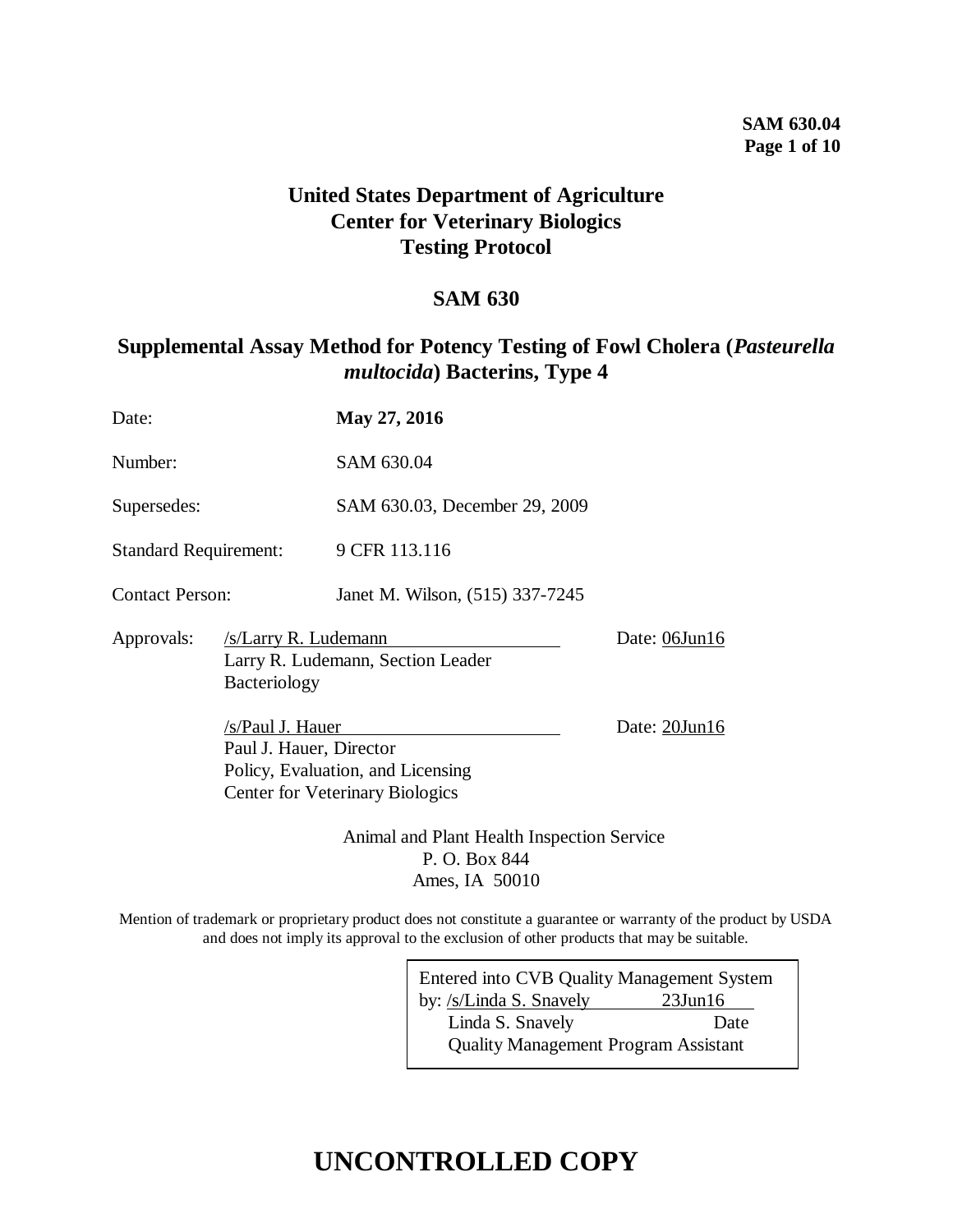# United States Department of Agriculture
# Center for Veterinary Biologics
# Testing Protocol

## SAM 630

## Supplemental Assay Method for Potency Testing of Fowl Cholera (*Pasteurella multocida*) Bacterins, Type 4

| | |
|---|---|
| Date: | **May 27, 2016** |
| Number: | SAM 630.04 |
| Supersedes: | SAM 630.03, December 29, 2009 |
| Standard Requirement: | 9 CFR 113.116 |
| Contact Person: | Janet M. Wilson, (515) 337-7245 |

Approvals: /s/Larry R. Ludemann Date: 06Jun16
Larry R. Ludemann, Section Leader
Bacteriology

/s/Paul J. Hauer Date: 20Jun16
Paul J. Hauer, Director
Policy, Evaluation, and Licensing
Center for Veterinary Biologics

Animal and Plant Health Inspection Service
P. O. Box 844
Ames, IA 50010

Mention of trademark or proprietary product does not constitute a guarantee or warranty of the product by USDA and does not imply its approval to the exclusion of other products that may be suitable.

Entered into CVB Quality Management System
by: /s/Linda S. Snavely 23Jun16
Linda S. Snavely Date
Quality Management Program Assistant

# UNCONTROLLED COPY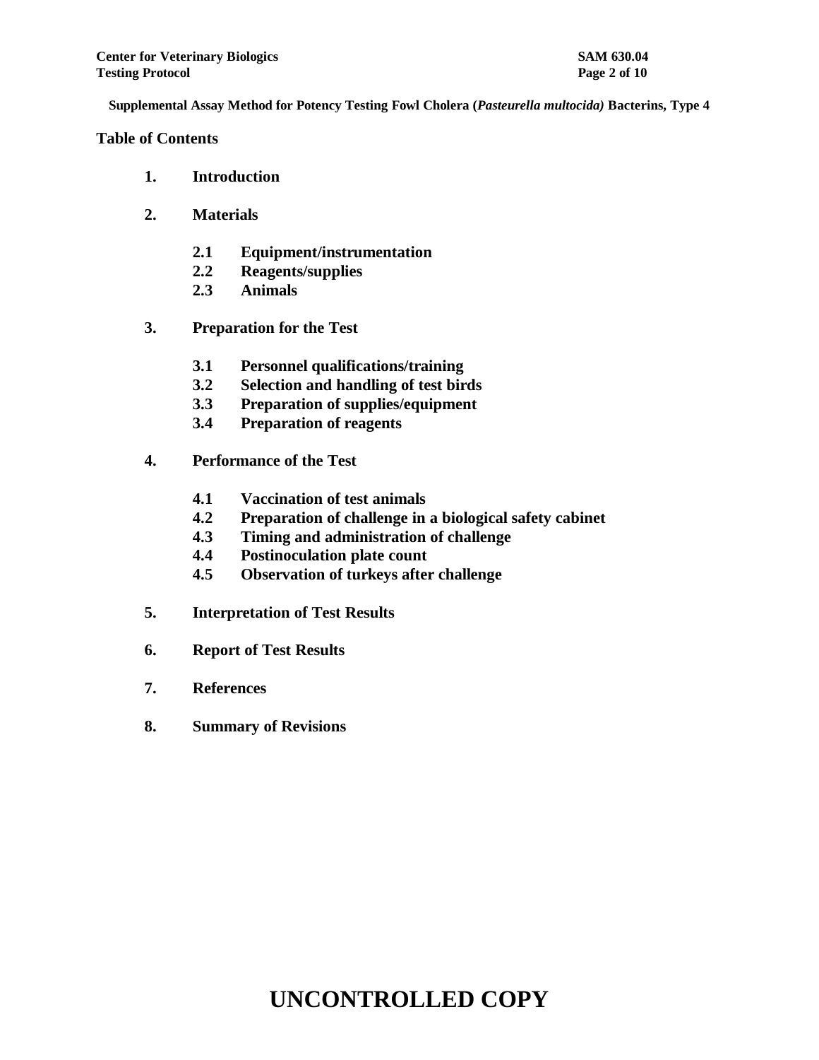**Supplemental Assay Method for Potency Testing Fowl Cholera (*Pasteurella multocida)* Bacterins, Type 4**

## Table of Contents

1. **Introduction**
2. **Materials**
   - 2.1 **Equipment/instrumentation**
   - 2.2 **Reagents/supplies**
   - 2.3 **Animals**
3. **Preparation for the Test**
   - 3.1 **Personnel qualifications/training**
   - 3.2 **Selection and handling of test birds**
   - 3.3 **Preparation of supplies/equipment**
   - 3.4 **Preparation of reagents**
4. **Performance of the Test**
   - 4.1 **Vaccination of test animals**
   - 4.2 **Preparation of challenge in a biological safety cabinet**
   - 4.3 **Timing and administration of challenge**
   - 4.4 **Postinoculation plate count**
   - 4.5 **Observation of turkeys after challenge**
5. **Interpretation of Test Results**
6. **Report of Test Results**
7. **References**
8. **Summary of Revisions**

**UNCONTROLLED COPY**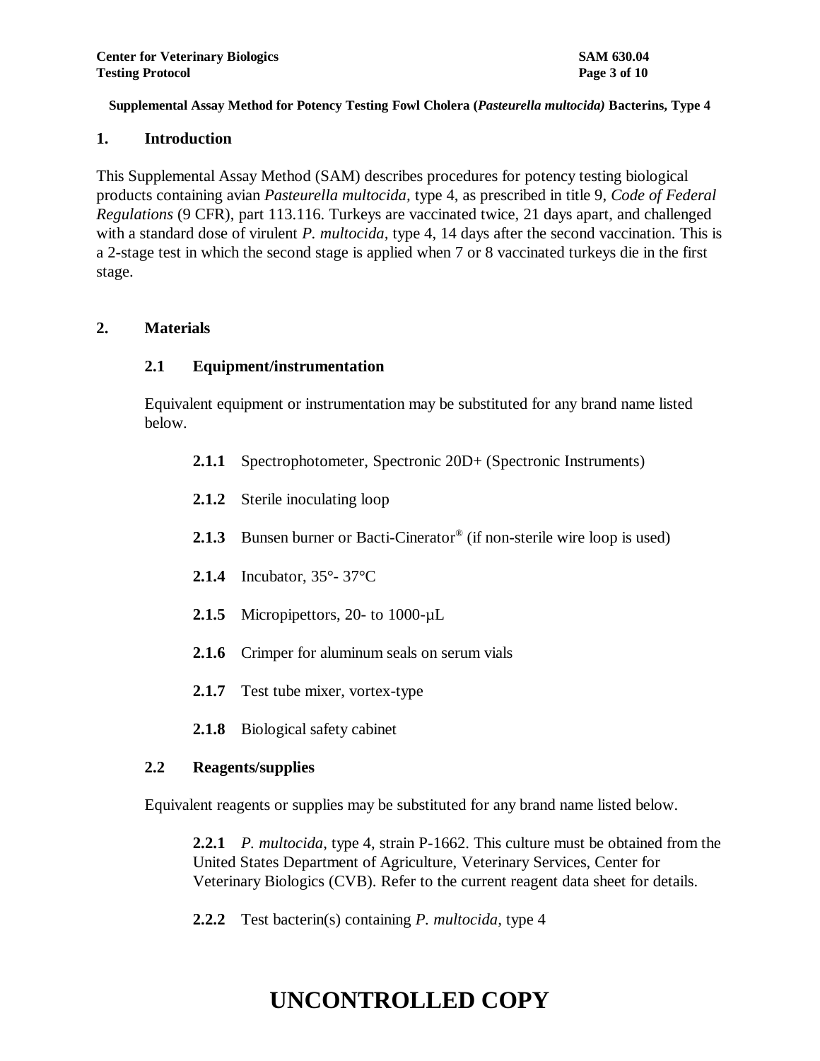**Supplemental Assay Method for Potency Testing Fowl Cholera (*Pasteurella multocida)* Bacterins, Type 4**

## 1. Introduction

This Supplemental Assay Method (SAM) describes procedures for potency testing biological products containing avian *Pasteurella multocida,* type 4, as prescribed in title 9, *Code of Federal Regulations* (9 CFR), part 113.116. Turkeys are vaccinated twice, 21 days apart, and challenged with a standard dose of virulent *P. multocida,* type 4, 14 days after the second vaccination. This is a 2-stage test in which the second stage is applied when 7 or 8 vaccinated turkeys die in the first stage.

## 2. Materials

### 2.1 Equipment/instrumentation

Equivalent equipment or instrumentation may be substituted for any brand name listed below.

**2.1.1** Spectrophotometer, Spectronic 20D+ (Spectronic Instruments)

**2.1.2** Sterile inoculating loop

**2.1.3** Bunsen burner or Bacti-Cinerator® (if non-sterile wire loop is used)

**2.1.4** Incubator, 35°- 37°C

**2.1.5** Micropipettors, 20- to 1000-µL

**2.1.6** Crimper for aluminum seals on serum vials

**2.1.7** Test tube mixer, vortex-type

**2.1.8** Biological safety cabinet

### 2.2 Reagents/supplies

Equivalent reagents or supplies may be substituted for any brand name listed below.

**2.2.1** *P. multocida,* type 4, strain P-1662. This culture must be obtained from the United States Department of Agriculture, Veterinary Services, Center for Veterinary Biologics (CVB). Refer to the current reagent data sheet for details.

**2.2.2** Test bacterin(s) containing *P. multocida,* type 4

# UNCONTROLLED COPY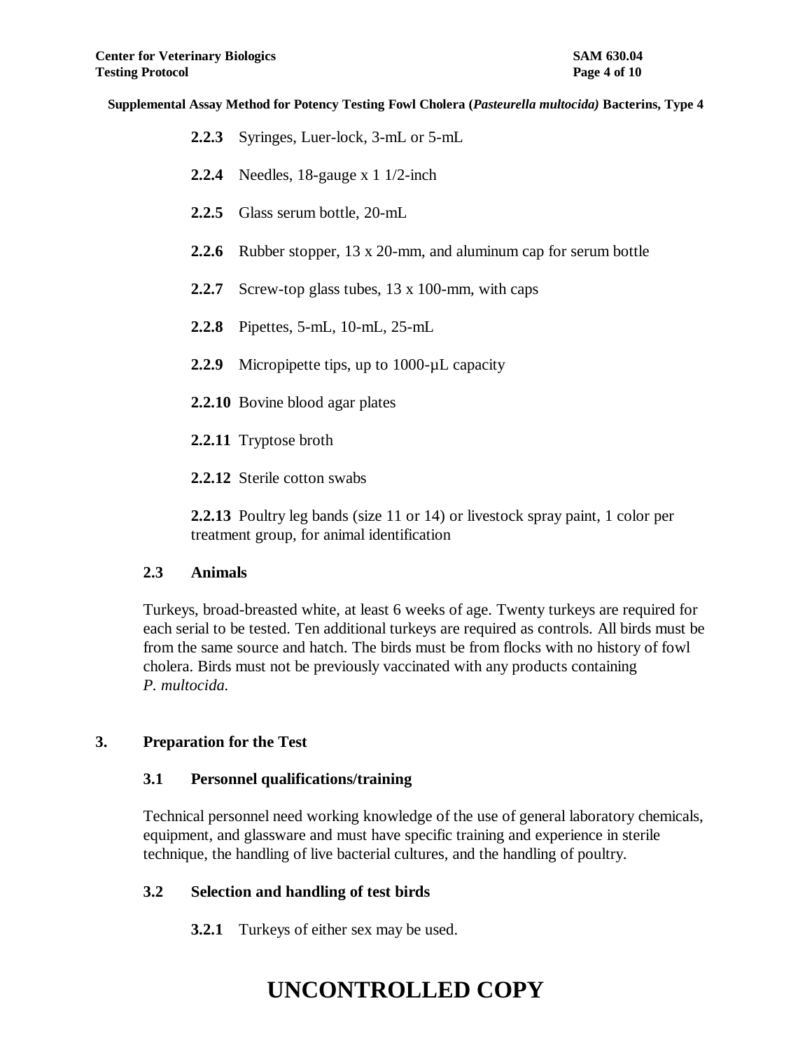**2.2.3** Syringes, Luer-lock, 3-mL or 5-mL

**2.2.4** Needles, 18-gauge x 1 1/2-inch

**2.2.5** Glass serum bottle, 20-mL

**2.2.6** Rubber stopper, 13 x 20-mm, and aluminum cap for serum bottle

**2.2.7** Screw-top glass tubes, 13 x 100-mm, with caps

**2.2.8** Pipettes, 5-mL, 10-mL, 25-mL

**2.2.9** Micropipette tips, up to 1000-µL capacity

**2.2.10** Bovine blood agar plates

**2.2.11** Tryptose broth

**2.2.12** Sterile cotton swabs

**2.2.13** Poultry leg bands (size 11 or 14) or livestock spray paint, 1 color per treatment group, for animal identification

### 2.3 Animals

Turkeys, broad-breasted white, at least 6 weeks of age. Twenty turkeys are required for each serial to be tested. Ten additional turkeys are required as controls. All birds must be from the same source and hatch. The birds must be from flocks with no history of fowl cholera. Birds must not be previously vaccinated with any products containing *P. multocida.*

## 3. Preparation for the Test

### 3.1 Personnel qualifications/training

Technical personnel need working knowledge of the use of general laboratory chemicals, equipment, and glassware and must have specific training and experience in sterile technique, the handling of live bacterial cultures, and the handling of poultry.

### 3.2 Selection and handling of test birds

**3.2.1** Turkeys of either sex may be used.

**UNCONTROLLED COPY**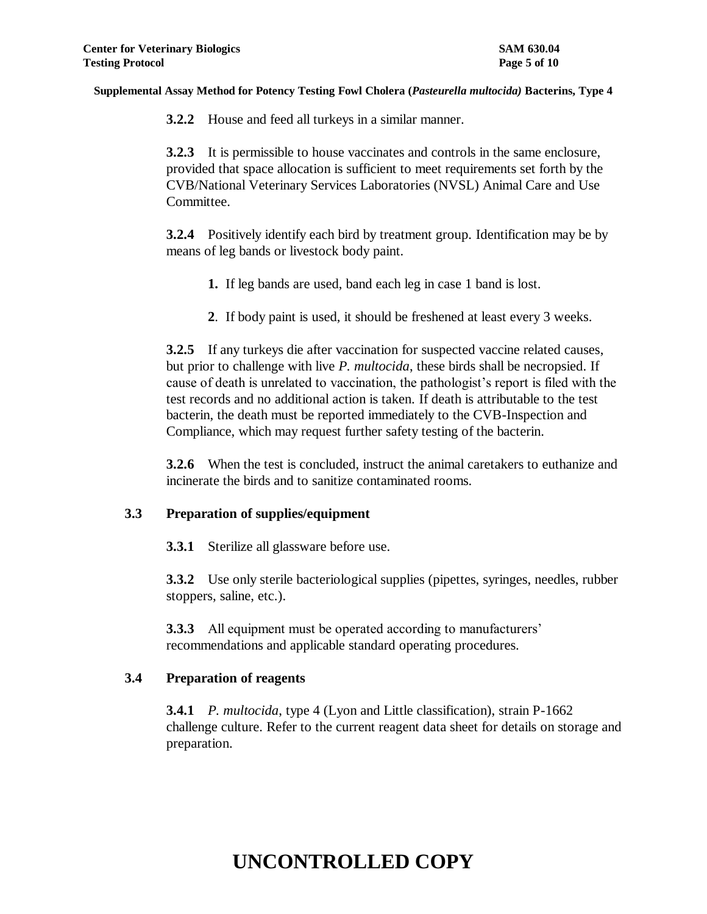**3.2.2** House and feed all turkeys in a similar manner.

**3.2.3** It is permissible to house vaccinates and controls in the same enclosure, provided that space allocation is sufficient to meet requirements set forth by the CVB/National Veterinary Services Laboratories (NVSL) Animal Care and Use Committee.

**3.2.4** Positively identify each bird by treatment group. Identification may be by means of leg bands or livestock body paint.

**1.** If leg bands are used, band each leg in case 1 band is lost.

**2**. If body paint is used, it should be freshened at least every 3 weeks.

**3.2.5** If any turkeys die after vaccination for suspected vaccine related causes, but prior to challenge with live *P. multocida*, these birds shall be necropsied. If cause of death is unrelated to vaccination, the pathologist's report is filed with the test records and no additional action is taken. If death is attributable to the test bacterin, the death must be reported immediately to the CVB-Inspection and Compliance, which may request further safety testing of the bacterin.

**3.2.6** When the test is concluded, instruct the animal caretakers to euthanize and incinerate the birds and to sanitize contaminated rooms.

## 3.3 Preparation of supplies/equipment

**3.3.1** Sterilize all glassware before use.

**3.3.2** Use only sterile bacteriological supplies (pipettes, syringes, needles, rubber stoppers, saline, etc.).

**3.3.3** All equipment must be operated according to manufacturers' recommendations and applicable standard operating procedures.

## 3.4 Preparation of reagents

**3.4.1** *P. multocida*, type 4 (Lyon and Little classification), strain P-1662 challenge culture. Refer to the current reagent data sheet for details on storage and preparation.

**UNCONTROLLED COPY**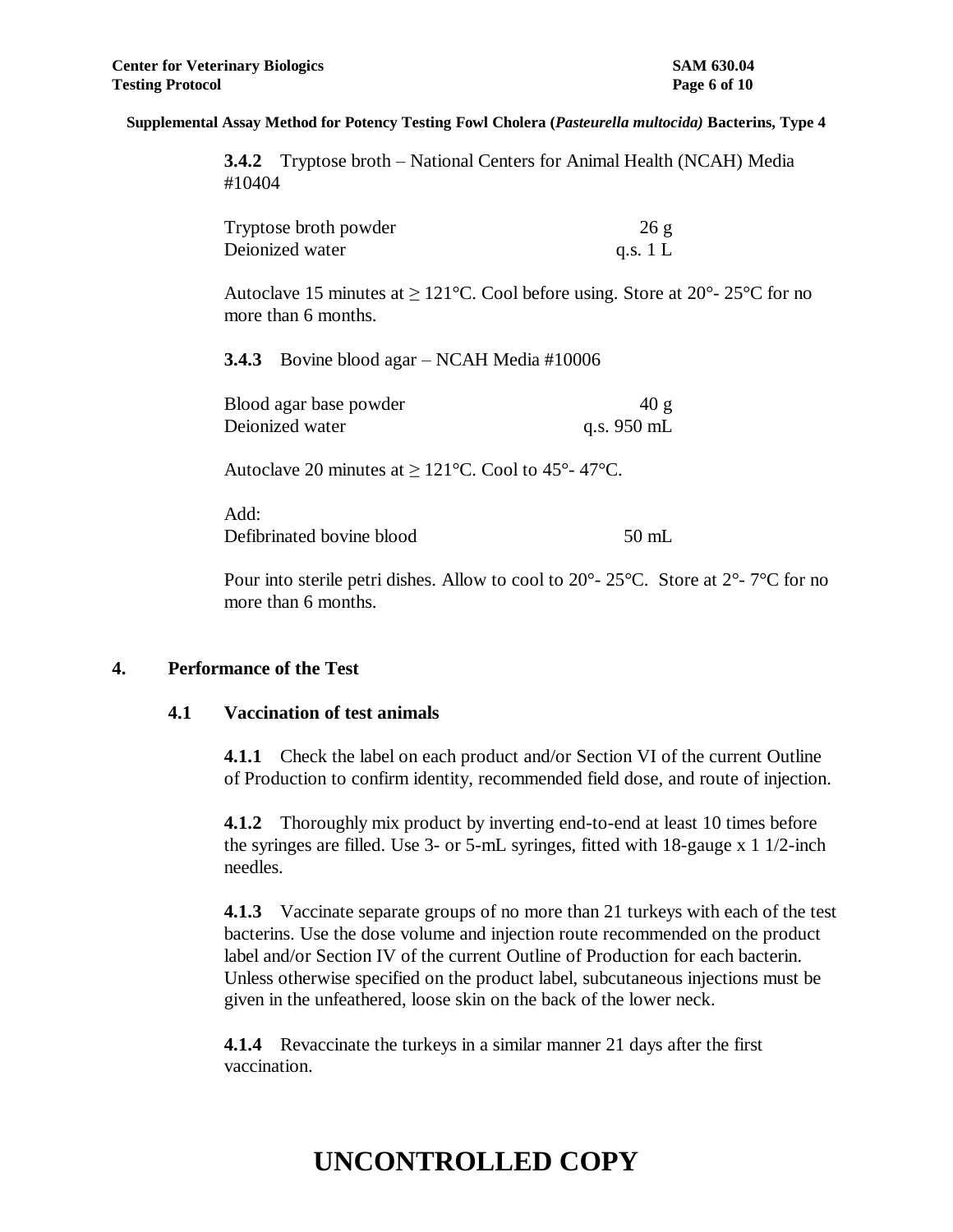**3.4.2** Tryptose broth – National Centers for Animal Health (NCAH) Media #10404

| | |
|---|---|
| Tryptose broth powder | 26 g |
| Deionized water | q.s. 1 L |

Autoclave 15 minutes at ≥ 121°C. Cool before using. Store at 20°- 25°C for no more than 6 months.

**3.4.3** Bovine blood agar – NCAH Media #10006

| | |
|---|---|
| Blood agar base powder | 40 g |
| Deionized water | q.s. 950 mL |

Autoclave 20 minutes at ≥ 121°C. Cool to 45°- 47°C.

Add:

| | |
|---|---|
| Defibrinated bovine blood | 50 mL |

Pour into sterile petri dishes. Allow to cool to 20°- 25°C. Store at 2°- 7°C for no more than 6 months.

## 4. Performance of the Test

### 4.1 Vaccination of test animals

**4.1.1** Check the label on each product and/or Section VI of the current Outline of Production to confirm identity, recommended field dose, and route of injection.

**4.1.2** Thoroughly mix product by inverting end-to-end at least 10 times before the syringes are filled. Use 3- or 5-mL syringes, fitted with 18-gauge x 1 1/2-inch needles.

**4.1.3** Vaccinate separate groups of no more than 21 turkeys with each of the test bacterins. Use the dose volume and injection route recommended on the product label and/or Section IV of the current Outline of Production for each bacterin. Unless otherwise specified on the product label, subcutaneous injections must be given in the unfeathered, loose skin on the back of the lower neck.

**4.1.4** Revaccinate the turkeys in a similar manner 21 days after the first vaccination.

# UNCONTROLLED COPY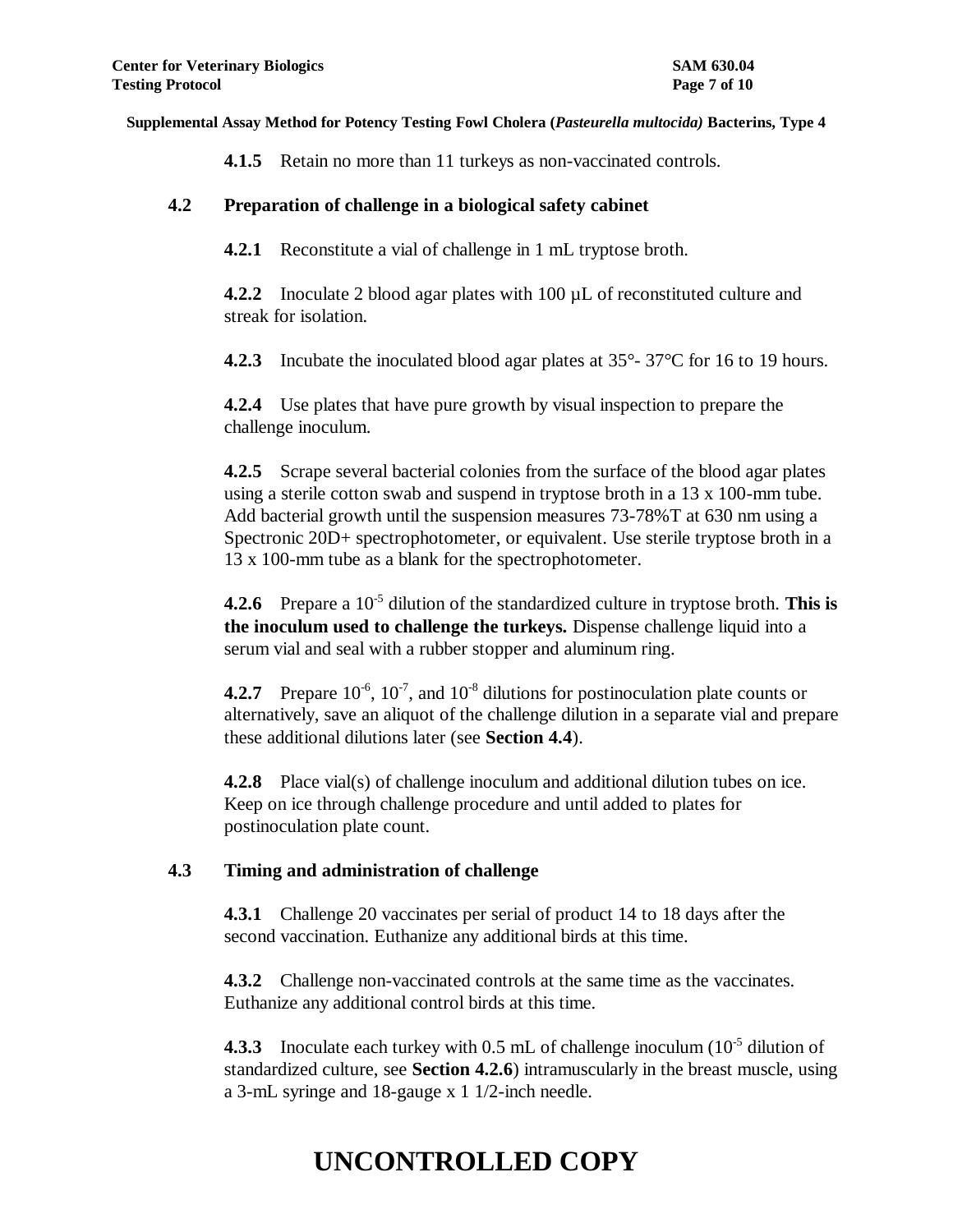**4.1.5** Retain no more than 11 turkeys as non-vaccinated controls.

**4.2 Preparation of challenge in a biological safety cabinet**

**4.2.1** Reconstitute a vial of challenge in 1 mL tryptose broth.

**4.2.2** Inoculate 2 blood agar plates with 100 µL of reconstituted culture and streak for isolation.

**4.2.3** Incubate the inoculated blood agar plates at 35°- 37°C for 16 to 19 hours.

**4.2.4** Use plates that have pure growth by visual inspection to prepare the challenge inoculum.

**4.2.5** Scrape several bacterial colonies from the surface of the blood agar plates using a sterile cotton swab and suspend in tryptose broth in a 13 x 100-mm tube. Add bacterial growth until the suspension measures 73-78%T at 630 nm using a Spectronic 20D+ spectrophotometer, or equivalent. Use sterile tryptose broth in a 13 x 100-mm tube as a blank for the spectrophotometer.

**4.2.6** Prepare a $10^{-5}$ dilution of the standardized culture in tryptose broth. **This is the inoculum used to challenge the turkeys.** Dispense challenge liquid into a serum vial and seal with a rubber stopper and aluminum ring.

**4.2.7** Prepare $10^{-6}$, $10^{-7}$, and $10^{-8}$ dilutions for postinoculation plate counts or alternatively, save an aliquot of the challenge dilution in a separate vial and prepare these additional dilutions later (see **Section 4.4**).

**4.2.8** Place vial(s) of challenge inoculum and additional dilution tubes on ice. Keep on ice through challenge procedure and until added to plates for postinoculation plate count.

**4.3 Timing and administration of challenge**

**4.3.1** Challenge 20 vaccinates per serial of product 14 to 18 days after the second vaccination. Euthanize any additional birds at this time.

**4.3.2** Challenge non-vaccinated controls at the same time as the vaccinates. Euthanize any additional control birds at this time.

**4.3.3** Inoculate each turkey with 0.5 mL of challenge inoculum ($10^{-5}$ dilution of standardized culture, see **Section 4.2.6**) intramuscularly in the breast muscle, using a 3-mL syringe and 18-gauge x 1 1/2-inch needle.

# UNCONTROLLED COPY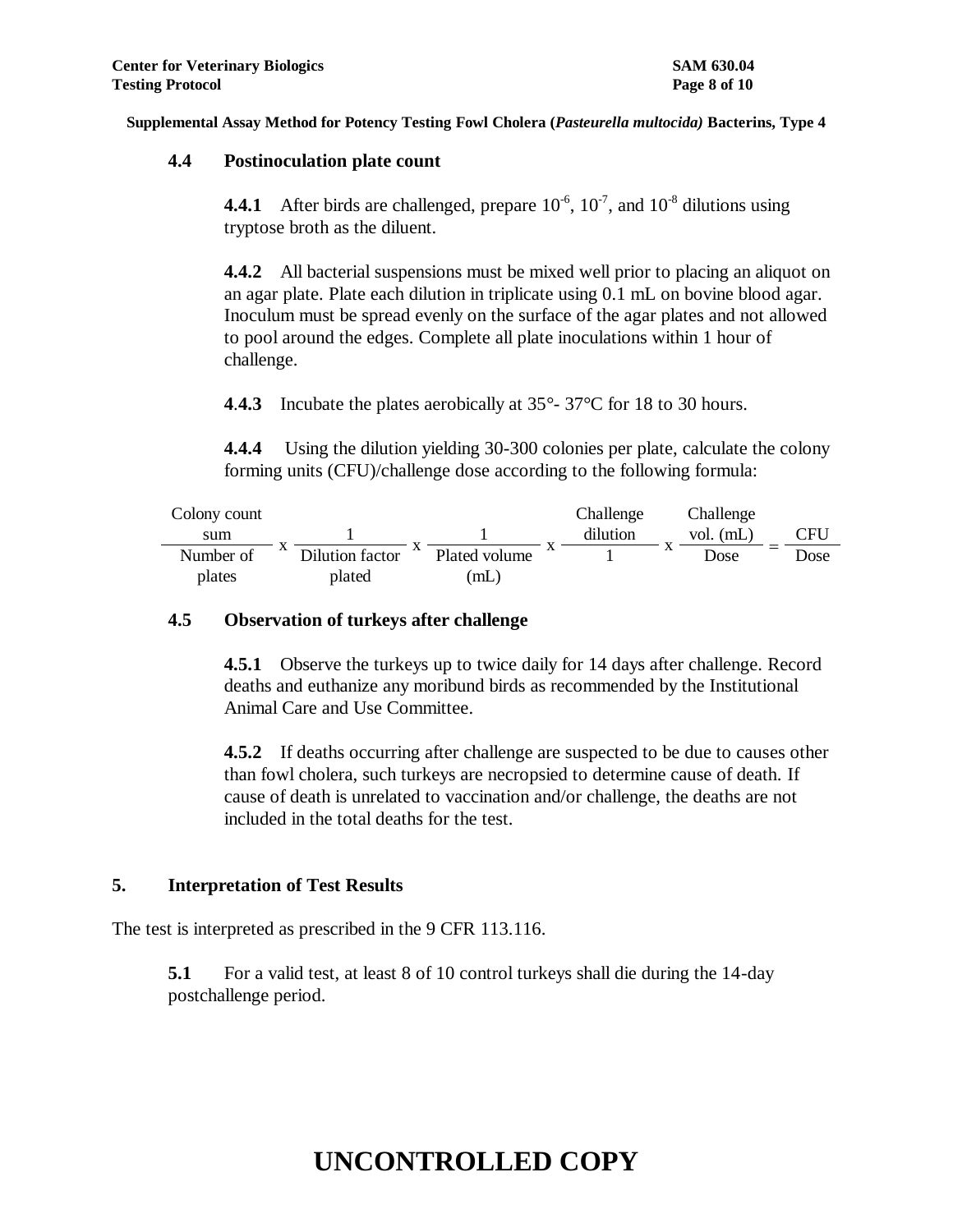### 4.4 Postinoculation plate count

**4.4.1** After birds are challenged, prepare $10^{-6}$, $10^{-7}$, and $10^{-8}$ dilutions using tryptose broth as the diluent.

**4.4.2** All bacterial suspensions must be mixed well prior to placing an aliquot on an agar plate. Plate each dilution in triplicate using 0.1 mL on bovine blood agar. Inoculum must be spread evenly on the surface of the agar plates and not allowed to pool around the edges. Complete all plate inoculations within 1 hour of challenge.

**4.4.3** Incubate the plates aerobically at 35°- 37°C for 18 to 30 hours.

**4.4.4** Using the dilution yielding 30-300 colonies per plate, calculate the colony forming units (CFU)/challenge dose according to the following formula:

$$\frac{\text{Colony count sum}}{\text{Number of plates}} \times \frac{1}{\text{Dilution factor plated}} \times \frac{1}{\text{Plated volume (mL)}} \times \frac{\text{Challenge dilution}}{1} \times \frac{\text{Challenge vol. (mL)}}{\text{Dose}} = \frac{\text{CFU}}{\text{Dose}}$$

### 4.5 Observation of turkeys after challenge

**4.5.1** Observe the turkeys up to twice daily for 14 days after challenge. Record deaths and euthanize any moribund birds as recommended by the Institutional Animal Care and Use Committee.

**4.5.2** If deaths occurring after challenge are suspected to be due to causes other than fowl cholera, such turkeys are necropsied to determine cause of death. If cause of death is unrelated to vaccination and/or challenge, the deaths are not included in the total deaths for the test.

## 5. Interpretation of Test Results

The test is interpreted as prescribed in the 9 CFR 113.116.

**5.1** For a valid test, at least 8 of 10 control turkeys shall die during the 14-day postchallenge period.

**UNCONTROLLED COPY**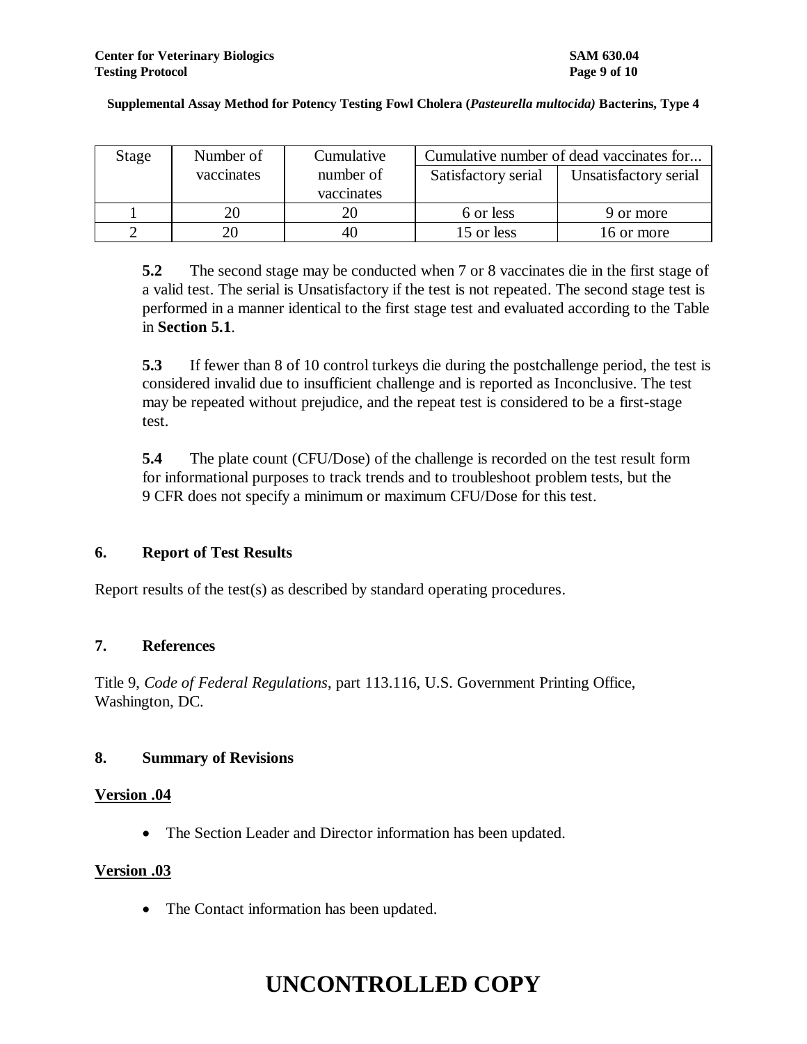| Stage | Number of vaccinates | Cumulative number of vaccinates | Cumulative number of dead vaccinates for... | |
|---|---|---|---|---|
| | | | Satisfactory serial | Unsatisfactory serial |
| 1 | 20 | 20 | 6 or less | 9 or more |
| 2 | 20 | 40 | 15 or less | 16 or more |

**5.2** The second stage may be conducted when 7 or 8 vaccinates die in the first stage of a valid test. The serial is Unsatisfactory if the test is not repeated. The second stage test is performed in a manner identical to the first stage test and evaluated according to the Table in **Section 5.1**.

**5.3** If fewer than 8 of 10 control turkeys die during the postchallenge period, the test is considered invalid due to insufficient challenge and is reported as Inconclusive. The test may be repeated without prejudice, and the repeat test is considered to be a first-stage test.

**5.4** The plate count (CFU/Dose) of the challenge is recorded on the test result form for informational purposes to track trends and to troubleshoot problem tests, but the 9 CFR does not specify a minimum or maximum CFU/Dose for this test.

## 6. Report of Test Results

Report results of the test(s) as described by standard operating procedures.

## 7. References

Title 9, *Code of Federal Regulations*, part 113.116, U.S. Government Printing Office, Washington, DC.

## 8. Summary of Revisions

**Version .04**

- The Section Leader and Director information has been updated.

**Version .03**

- The Contact information has been updated.

# UNCONTROLLED COPY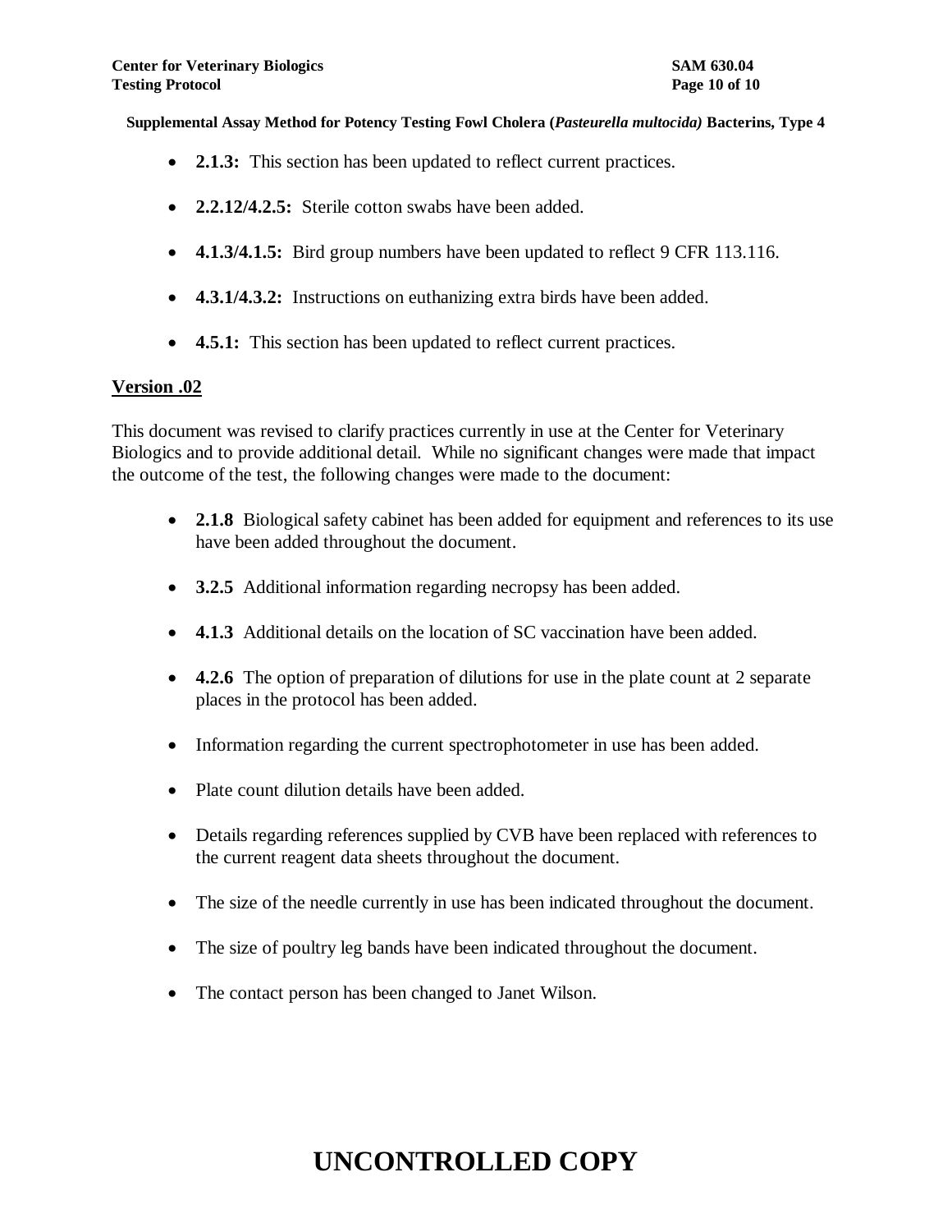- **2.1.3:** This section has been updated to reflect current practices.
- **2.2.12/4.2.5:** Sterile cotton swabs have been added.
- **4.1.3/4.1.5:** Bird group numbers have been updated to reflect 9 CFR 113.116.
- **4.3.1/4.3.2:** Instructions on euthanizing extra birds have been added.
- **4.5.1:** This section has been updated to reflect current practices.

**Version .02**

This document was revised to clarify practices currently in use at the Center for Veterinary Biologics and to provide additional detail. While no significant changes were made that impact the outcome of the test, the following changes were made to the document:

- **2.1.8** Biological safety cabinet has been added for equipment and references to its use have been added throughout the document.
- **3.2.5** Additional information regarding necropsy has been added.
- **4.1.3** Additional details on the location of SC vaccination have been added.
- **4.2.6** The option of preparation of dilutions for use in the plate count at 2 separate places in the protocol has been added.
- Information regarding the current spectrophotometer in use has been added.
- Plate count dilution details have been added.
- Details regarding references supplied by CVB have been replaced with references to the current reagent data sheets throughout the document.
- The size of the needle currently in use has been indicated throughout the document.
- The size of poultry leg bands have been indicated throughout the document.
- The contact person has been changed to Janet Wilson.

# UNCONTROLLED COPY